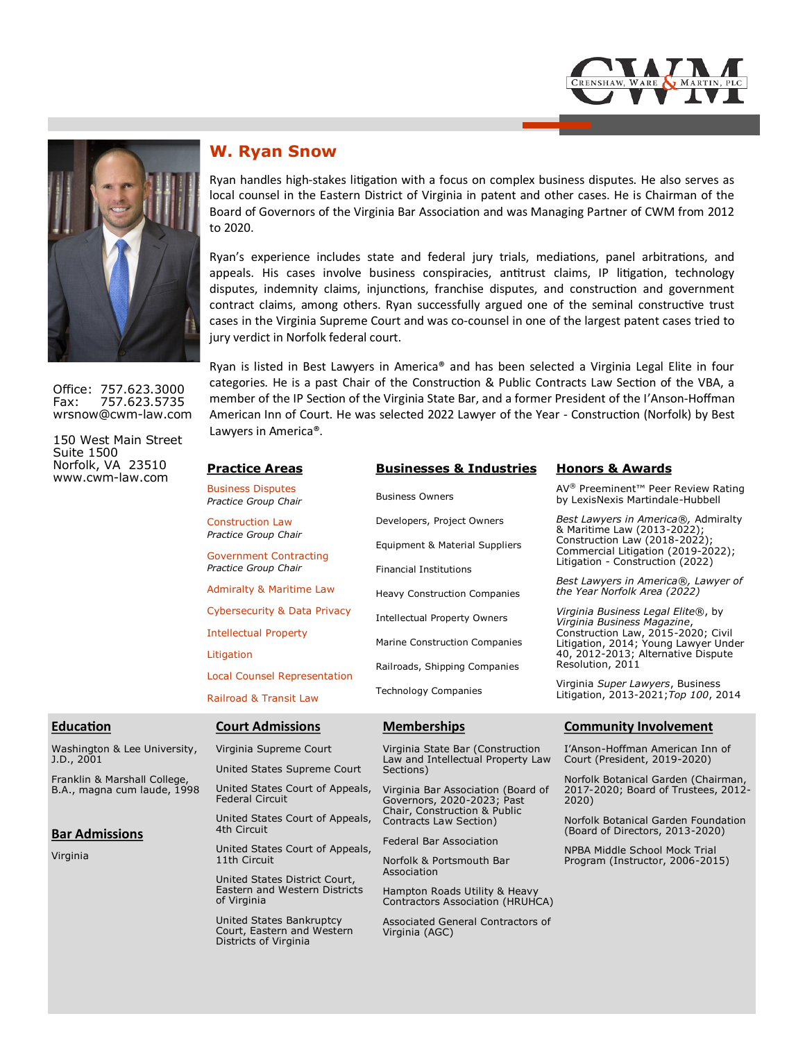CRENSHAW, WARE & MARTIN, PLC

# W. Ryan Snow

Ryan handles high-stakes litigation with a focus on complex business disputes. He also serves as local counsel in the Eastern District of Virginia in patent and other cases. He is Chairman of the Board of Governors of the Virginia Bar Association and was Managing Partner of CWM from 2012 to 2020.

Ryan's experience includes state and federal jury trials, mediations, panel arbitrations, and appeals. His cases involve business conspiracies, antitrust claims, IP litigation, technology disputes, indemnity claims, injunctions, franchise disputes, and construction and government contract claims, among others. Ryan successfully argued one of the seminal constructive trust cases in the Virginia Supreme Court and was co-counsel in one of the largest patent cases tried to jury verdict in Norfolk federal court.

Ryan is listed in Best Lawyers in America® and has been selected a Virginia Legal Elite in four categories. He is a past Chair of the Construction & Public Contracts Law Section of the VBA, a member of the IP Section of the Virginia State Bar, and a former President of the I'Anson-Hoffman American Inn of Court. He was selected 2022 Lawyer of the Year - Construction (Norfolk) by Best Lawyers in America®.

Office: 757.623.3000
Fax: 757.623.5735
wrsnow@cwm-law.com

150 West Main Street
Suite 1500
Norfolk, VA 23510
www.cwm-law.com

## Practice Areas

Business Disputes
*Practice Group Chair*

Construction Law
*Practice Group Chair*

Government Contracting
*Practice Group Chair*

Admiralty & Maritime Law

Cybersecurity & Data Privacy

Intellectual Property

Litigation

Local Counsel Representation

Railroad & Transit Law

## Businesses & Industries

Business Owners

Developers, Project Owners

Equipment & Material Suppliers

Financial Institutions

Heavy Construction Companies

Intellectual Property Owners

Marine Construction Companies

Railroads, Shipping Companies

Technology Companies

## Honors & Awards

AV® Preeminent™ Peer Review Rating by LexisNexis Martindale-Hubbell

*Best Lawyers in America®,* Admiralty & Maritime Law (2013-2022); Construction Law (2018-2022); Commercial Litigation (2019-2022); Litigation - Construction (2022)

*Best Lawyers in America®, Lawyer of the Year Norfolk Area (2022)*

*Virginia Business Legal Elite®*, by *Virginia Business Magazine*, Construction Law, 2015-2020; Civil Litigation, 2014; Young Lawyer Under 40, 2012-2013; Alternative Dispute Resolution, 2011

Virginia *Super Lawyers*, Business Litigation, 2013-2021;*Top 100*, 2014

## Education

Washington & Lee University, J.D., 2001

Franklin & Marshall College, B.A., magna cum laude, 1998

## Bar Admissions

Virginia

## Court Admissions

Virginia Supreme Court

United States Supreme Court

United States Court of Appeals, Federal Circuit

United States Court of Appeals, 4th Circuit

United States Court of Appeals, 11th Circuit

United States District Court, Eastern and Western Districts of Virginia

United States Bankruptcy Court, Eastern and Western Districts of Virginia

## Memberships

Virginia State Bar (Construction Law and Intellectual Property Law Sections)

Virginia Bar Association (Board of Governors, 2020-2023; Past Chair, Construction & Public Contracts Law Section)

Federal Bar Association

Norfolk & Portsmouth Bar Association

Hampton Roads Utility & Heavy Contractors Association (HRUHCA)

Associated General Contractors of Virginia (AGC)

## Community Involvement

I'Anson-Hoffman American Inn of Court (President, 2019-2020)

Norfolk Botanical Garden (Chairman, 2017-2020; Board of Trustees, 2012-2020)

Norfolk Botanical Garden Foundation (Board of Directors, 2013-2020)

NPBA Middle School Mock Trial Program (Instructor, 2006-2015)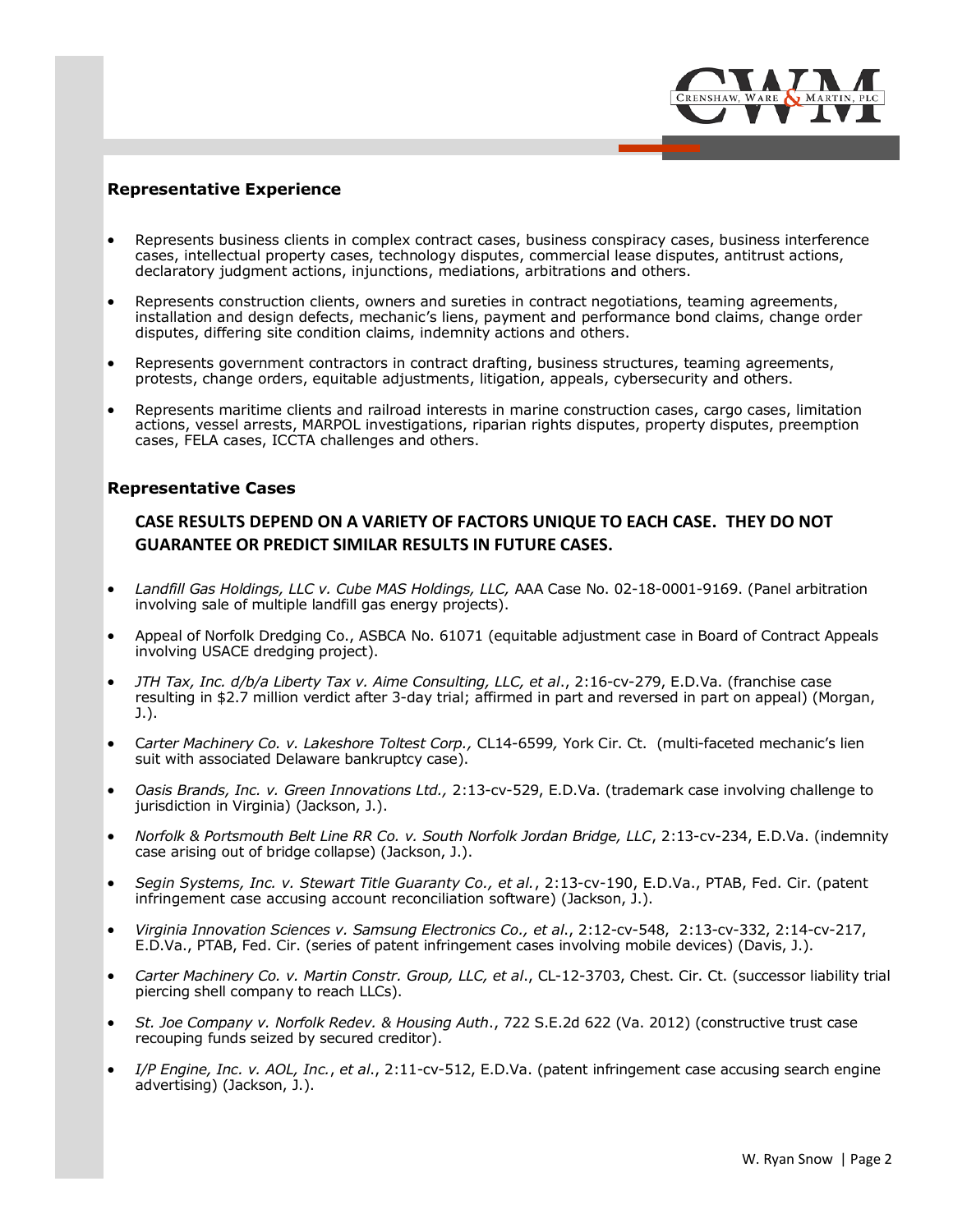## Representative Experience

- Represents business clients in complex contract cases, business conspiracy cases, business interference cases, intellectual property cases, technology disputes, commercial lease disputes, antitrust actions, declaratory judgment actions, injunctions, mediations, arbitrations and others.
- Represents construction clients, owners and sureties in contract negotiations, teaming agreements, installation and design defects, mechanic's liens, payment and performance bond claims, change order disputes, differing site condition claims, indemnity actions and others.
- Represents government contractors in contract drafting, business structures, teaming agreements, protests, change orders, equitable adjustments, litigation, appeals, cybersecurity and others.
- Represents maritime clients and railroad interests in marine construction cases, cargo cases, limitation actions, vessel arrests, MARPOL investigations, riparian rights disputes, property disputes, preemption cases, FELA cases, ICCTA challenges and others.

## Representative Cases

**CASE RESULTS DEPEND ON A VARIETY OF FACTORS UNIQUE TO EACH CASE. THEY DO NOT GUARANTEE OR PREDICT SIMILAR RESULTS IN FUTURE CASES.**

- *Landfill Gas Holdings, LLC v. Cube MAS Holdings, LLC,* AAA Case No. 02-18-0001-9169. (Panel arbitration involving sale of multiple landfill gas energy projects).
- Appeal of Norfolk Dredging Co., ASBCA No. 61071 (equitable adjustment case in Board of Contract Appeals involving USACE dredging project).
- *JTH Tax, Inc. d/b/a Liberty Tax v. Aime Consulting, LLC, et al*., 2:16-cv-279, E.D.Va. (franchise case resulting in $2.7 million verdict after 3-day trial; affirmed in part and reversed in part on appeal) (Morgan, J.).
- C*arter Machinery Co. v. Lakeshore Toltest Corp.,* CL14-6599*,* York Cir. Ct. (multi-faceted mechanic's lien suit with associated Delaware bankruptcy case).
- *Oasis Brands, Inc. v. Green Innovations Ltd.,* 2:13-cv-529, E.D.Va. (trademark case involving challenge to jurisdiction in Virginia) (Jackson, J.).
- *Norfolk & Portsmouth Belt Line RR Co. v. South Norfolk Jordan Bridge, LLC*, 2:13-cv-234, E.D.Va. (indemnity case arising out of bridge collapse) (Jackson, J.).
- *Segin Systems, Inc. v. Stewart Title Guaranty Co., et al.*, 2:13-cv-190, E.D.Va., PTAB, Fed. Cir. (patent infringement case accusing account reconciliation software) (Jackson, J.).
- *Virginia Innovation Sciences v. Samsung Electronics Co., et al*., 2:12-cv-548, 2:13-cv-332, 2:14-cv-217, E.D.Va., PTAB, Fed. Cir. (series of patent infringement cases involving mobile devices) (Davis, J.).
- *Carter Machinery Co. v. Martin Constr. Group, LLC, et al*., CL-12-3703, Chest. Cir. Ct. (successor liability trial piercing shell company to reach LLCs).
- *St. Joe Company v. Norfolk Redev. & Housing Auth*., 722 S.E.2d 622 (Va. 2012) (constructive trust case recouping funds seized by secured creditor).
- *I/P Engine, Inc. v. AOL, Inc.*, *et al*., 2:11-cv-512, E.D.Va. (patent infringement case accusing search engine advertising) (Jackson, J.).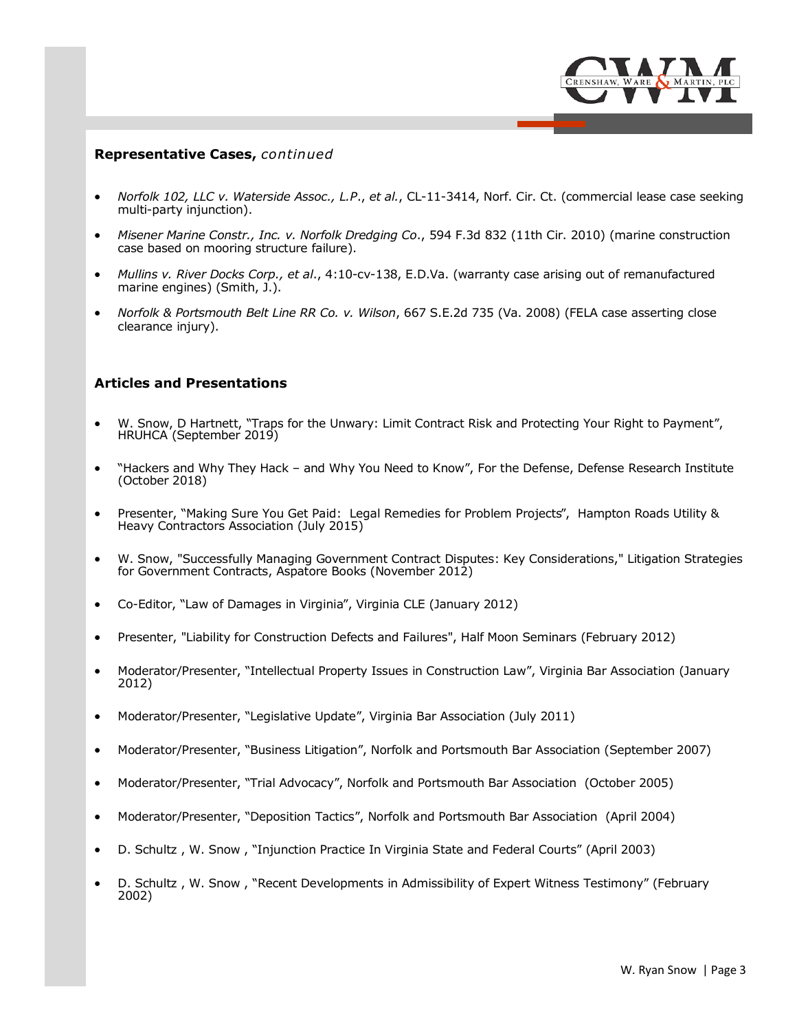## Representative Cases, *continued*

- *Norfolk 102, LLC v. Waterside Assoc., L.P., et al.*, CL-11-3414, Norf. Cir. Ct. (commercial lease case seeking multi-party injunction).
- *Misener Marine Constr., Inc. v. Norfolk Dredging Co*., 594 F.3d 832 (11th Cir. 2010) (marine construction case based on mooring structure failure).
- *Mullins v. River Docks Corp., et al*., 4:10-cv-138, E.D.Va. (warranty case arising out of remanufactured marine engines) (Smith, J.).
- *Norfolk & Portsmouth Belt Line RR Co. v. Wilson*, 667 S.E.2d 735 (Va. 2008) (FELA case asserting close clearance injury).

## Articles and Presentations

- W. Snow, D Hartnett, "Traps for the Unwary: Limit Contract Risk and Protecting Your Right to Payment", HRUHCA (September 2019)
- "Hackers and Why They Hack – and Why You Need to Know", For the Defense, Defense Research Institute (October 2018)
- Presenter, "Making Sure You Get Paid: Legal Remedies for Problem Projects", Hampton Roads Utility & Heavy Contractors Association (July 2015)
- W. Snow, "Successfully Managing Government Contract Disputes: Key Considerations," Litigation Strategies for Government Contracts, Aspatore Books (November 2012)
- Co-Editor, "Law of Damages in Virginia", Virginia CLE (January 2012)
- Presenter, "Liability for Construction Defects and Failures", Half Moon Seminars (February 2012)
- Moderator/Presenter, "Intellectual Property Issues in Construction Law", Virginia Bar Association (January 2012)
- Moderator/Presenter, "Legislative Update", Virginia Bar Association (July 2011)
- Moderator/Presenter, "Business Litigation", Norfolk and Portsmouth Bar Association (September 2007)
- Moderator/Presenter, "Trial Advocacy", Norfolk and Portsmouth Bar Association (October 2005)
- Moderator/Presenter, "Deposition Tactics", Norfolk and Portsmouth Bar Association (April 2004)
- D. Schultz , W. Snow , "Injunction Practice In Virginia State and Federal Courts" (April 2003)
- D. Schultz , W. Snow , "Recent Developments in Admissibility of Expert Witness Testimony" (February 2002)